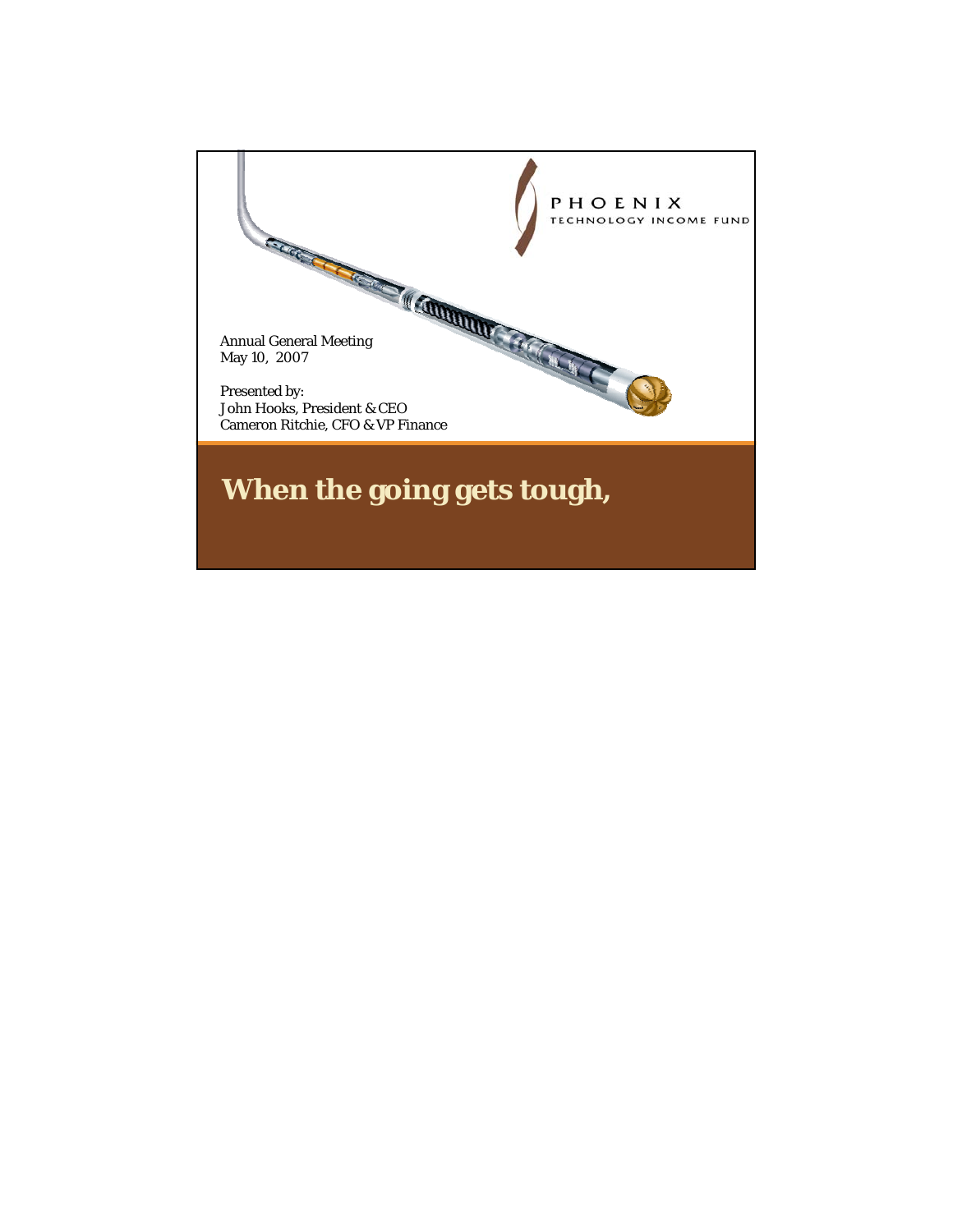PHOENIX
TECHNOLOGY INCOME FUND

Annual General Meeting
May 10, 2007

Presented by:
John Hooks, President & CEO
Cameron Ritchie, CFO & VP Finance

# When the going gets tough,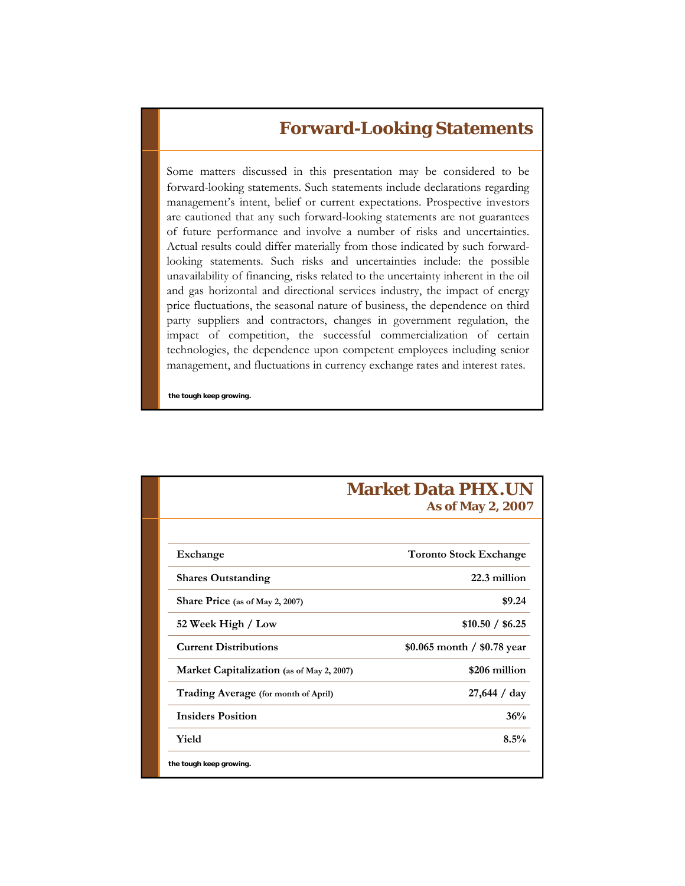# Forward-Looking Statements

Some matters discussed in this presentation may be considered to be forward-looking statements. Such statements include declarations regarding management's intent, belief or current expectations. Prospective investors are cautioned that any such forward-looking statements are not guarantees of future performance and involve a number of risks and uncertainties. Actual results could differ materially from those indicated by such forward-looking statements. Such risks and uncertainties include: the possible unavailability of financing, risks related to the uncertainty inherent in the oil and gas horizontal and directional services industry, the impact of energy price fluctuations, the seasonal nature of business, the dependence on third party suppliers and contractors, changes in government regulation, the impact of competition, the successful commercialization of certain technologies, the dependence upon competent employees including senior management, and fluctuations in currency exchange rates and interest rates.

**the tough keep growing.**

# Market Data PHX.UN

## As of May 2, 2007

| | |
|---|---|
| **Exchange** | **Toronto Stock Exchange** |
| **Shares Outstanding** | **22.3 million** |
| **Share Price** (as of May 2, 2007) | **$9.24** |
| **52 Week High / Low** | **$10.50 / $6.25** |
| **Current Distributions** | **$0.065 month / $0.78 year** |
| **Market Capitalization** (as of May 2, 2007) | **$206 million** |
| **Trading Average** (for month of April) | **27,644 / day** |
| **Insiders Position** | **36%** |
| **Yield** | **8.5%** |

**the tough keep growing.**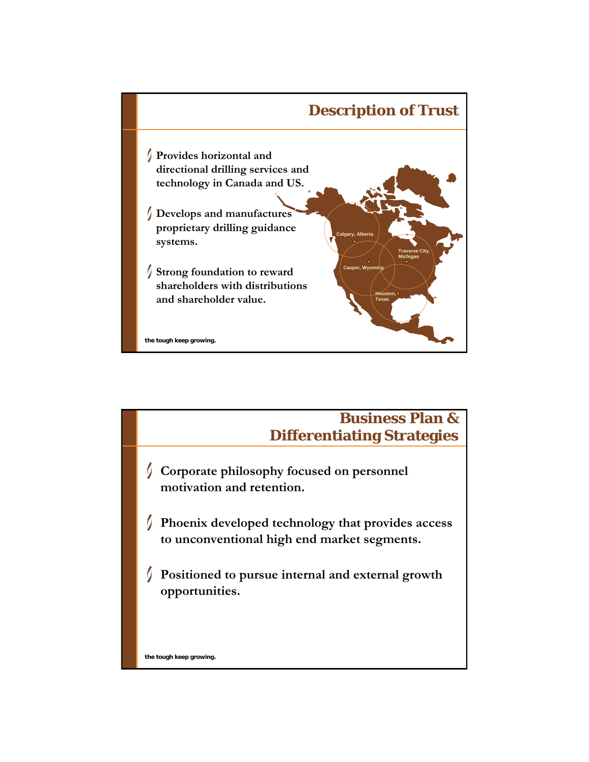## Description of Trust

- Provides horizontal and directional drilling services and technology in Canada and US.
- Develops and manufactures proprietary drilling guidance systems.
- Strong foundation to reward shareholders with distributions and shareholder value.

Calgary, Alberta

Casper, Wyoming

Traverse City, Michigan

Houston, Texas

the tough keep growing.

## Business Plan & Differentiating Strategies

- Corporate philosophy focused on personnel motivation and retention.
- Phoenix developed technology that provides access to unconventional high end market segments.
- Positioned to pursue internal and external growth opportunities.

the tough keep growing.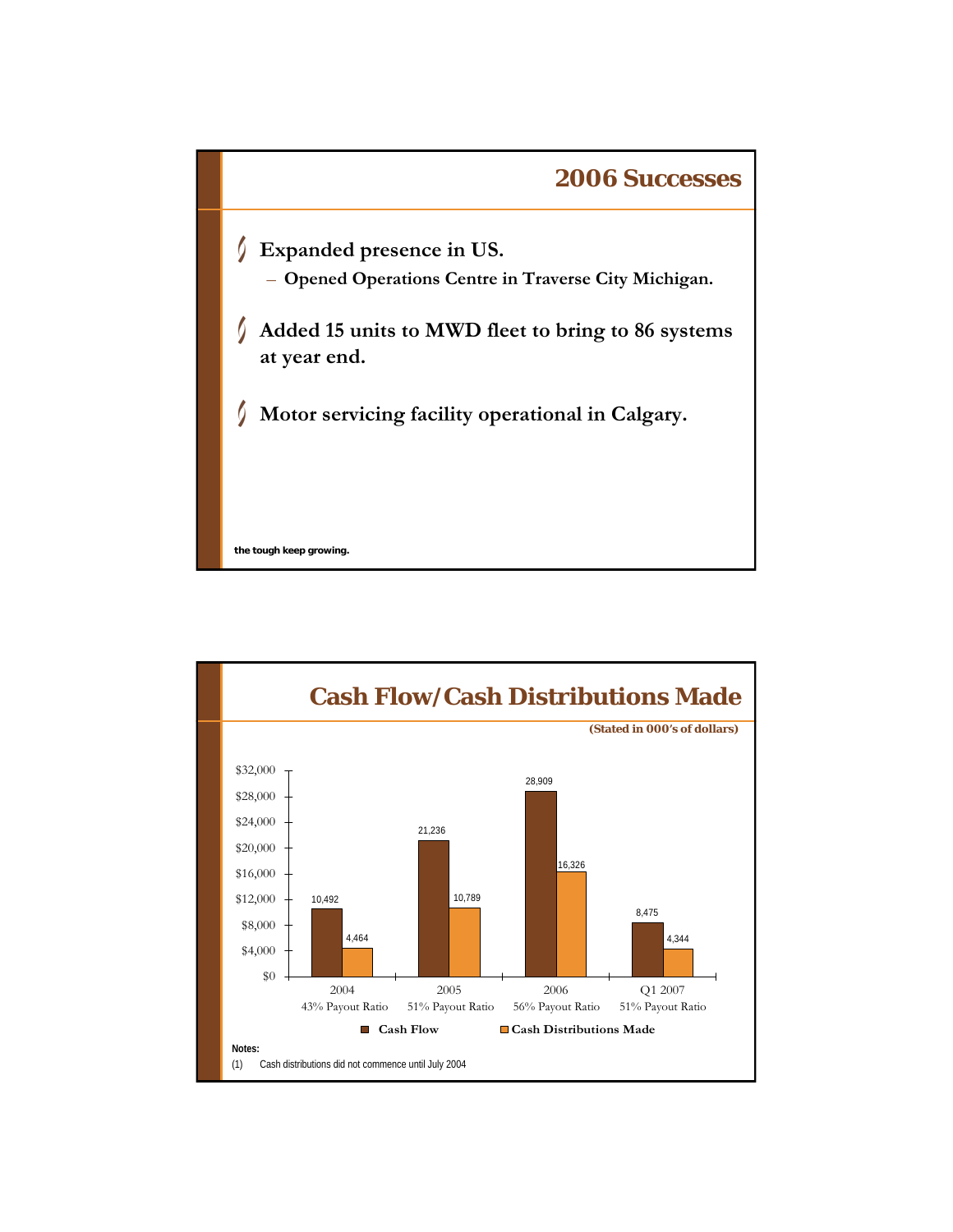## 2006 Successes

- **Expanded presence in US.**
  - **Opened Operations Centre in Traverse City Michigan.**
- **Added 15 units to MWD fleet to bring to 86 systems at year end.**
- **Motor servicing facility operational in Calgary.**

**the tough keep growing.**

## Cash Flow/Cash Distributions Made

**(Stated in 000's of dollars)**

| | Cash Flow | Cash Distributions Made |
|---|---|---|
| 2004 (43% Payout Ratio) | 10,492 | 4,464 |
| 2005 (51% Payout Ratio) | 21,236 | 10,789 |
| 2006 (56% Payout Ratio) | 28,909 | 16,326 |
| Q1 2007 (51% Payout Ratio) | 8,475 | 4,344 |

**Notes:**

(1) Cash distributions did not commence until July 2004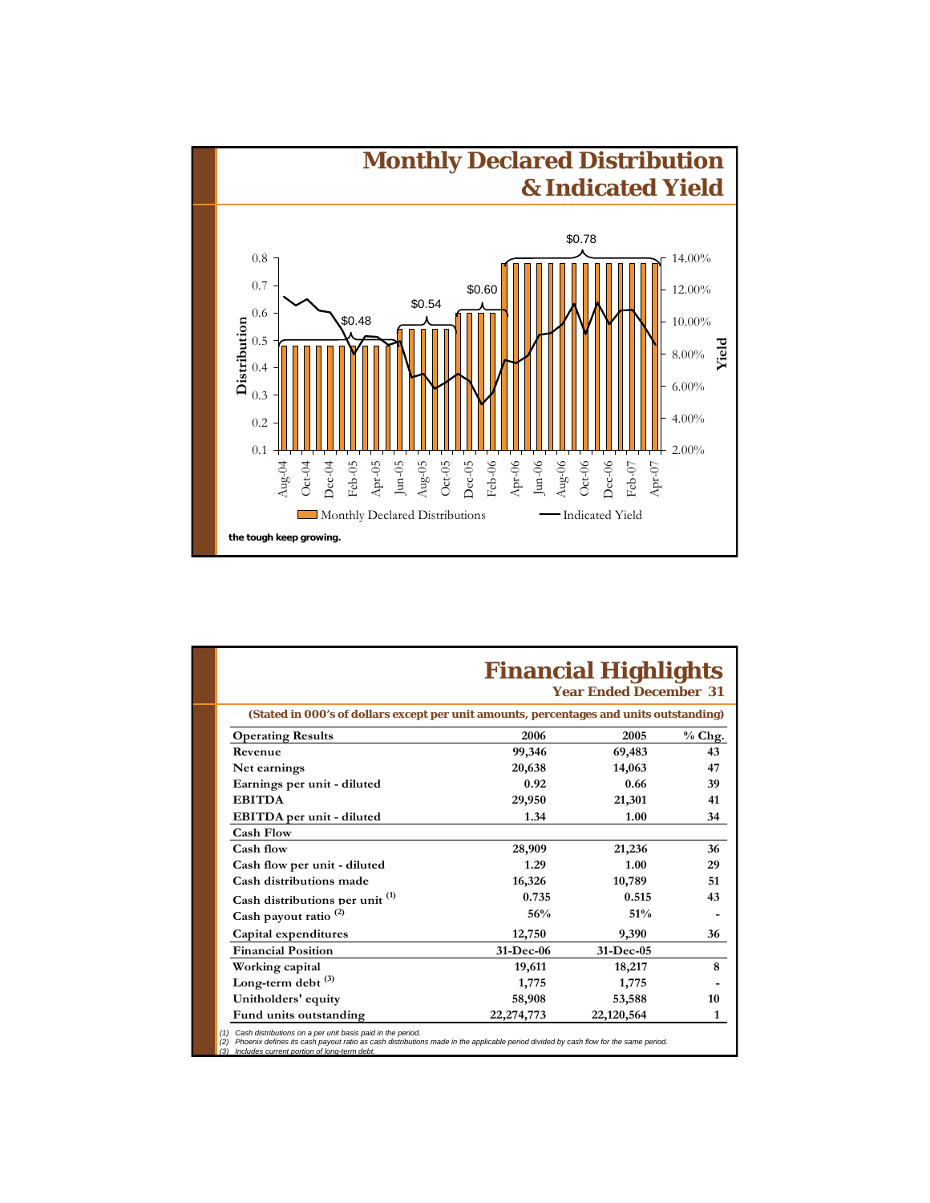# Monthly Declared Distribution & Indicated Yield

Distribution (left axis: 0.1–0.8) / Yield (right axis: 2.00%–14.00%)

$0.48 | $0.54 | $0.60 | $0.78

Aug-04, Oct-04, Dec-04, Feb-05, Apr-05, Jun-05, Aug-05, Oct-05, Dec-05, Feb-06, Apr-06, Jun-06, Aug-06, Oct-06, Dec-06, Feb-07, Apr-07

Monthly Declared Distributions — Indicated Yield

**the tough keep growing.**

# Financial Highlights

## Year Ended December 31

**(Stated in 000's of dollars except per unit amounts, percentages and units outstanding)**

| Operating Results | 2006 | 2005 | % Chg. |
|---|---|---|---|
| Revenue | 99,346 | 69,483 | 43 |
| Net earnings | 20,638 | 14,063 | 47 |
| Earnings per unit - diluted | 0.92 | 0.66 | 39 |
| EBITDA | 29,950 | 21,301 | 41 |
| EBITDA per unit - diluted | 1.34 | 1.00 | 34 |
| **Cash Flow** | | | |
| Cash flow | 28,909 | 21,236 | 36 |
| Cash flow per unit - diluted | 1.29 | 1.00 | 29 |
| Cash distributions made | 16,326 | 10,789 | 51 |
| Cash distributions per unit [(1)] | 0.735 | 0.515 | 43 |
| Cash payout ratio [(2)] | 56% | 51% | - |
| Capital expenditures | 12,750 | 9,390 | 36 |
| **Financial Position** | 31-Dec-06 | 31-Dec-05 | |
| Working capital | 19,611 | 18,217 | 8 |
| Long-term debt [(3)] | 1,775 | 1,775 | - |
| Unitholders' equity | 58,908 | 53,588 | 10 |
| Fund units outstanding | 22,274,773 | 22,120,564 | 1 |

*(1) Cash distributions on a per unit basis paid in the period.*
*(2) Phoenix defines its cash payout ratio as cash distributions made in the applicable period divided by cash flow for the same period.*
*(3) Includes current portion of long-term debt.*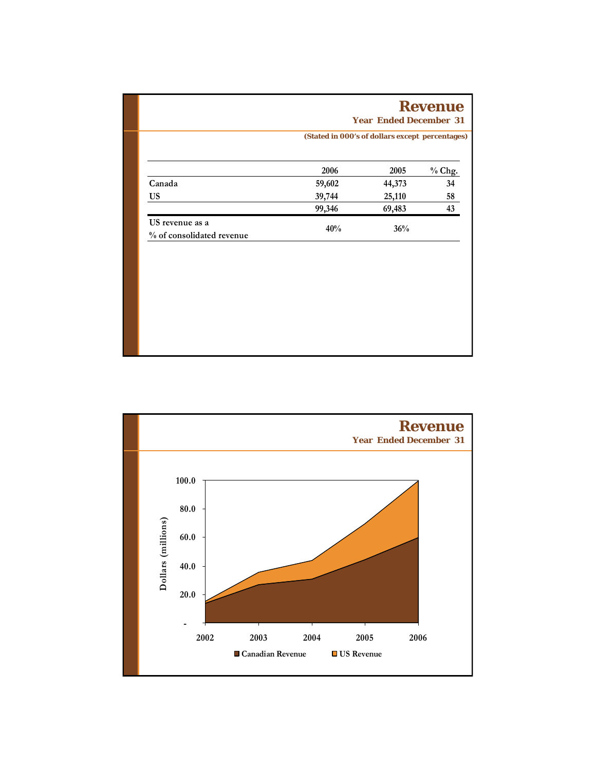# Revenue

### Year Ended December 31

*(Stated in 000's of dollars except percentages)*

| | 2006 | 2005 | % Chg. |
|---|---|---|---|
| Canada | 59,602 | 44,373 | 34 |
| US | 39,744 | 25,110 | 58 |
| | 99,346 | 69,483 | 43 |
| US revenue as a % of consolidated revenue | 40% | 36% | |

# Revenue

### Year Ended December 31

Dollars (millions)

100.0
80.0
60.0
40.0
20.0
-

2002 2003 2004 2005 2006

Canadian Revenue US Revenue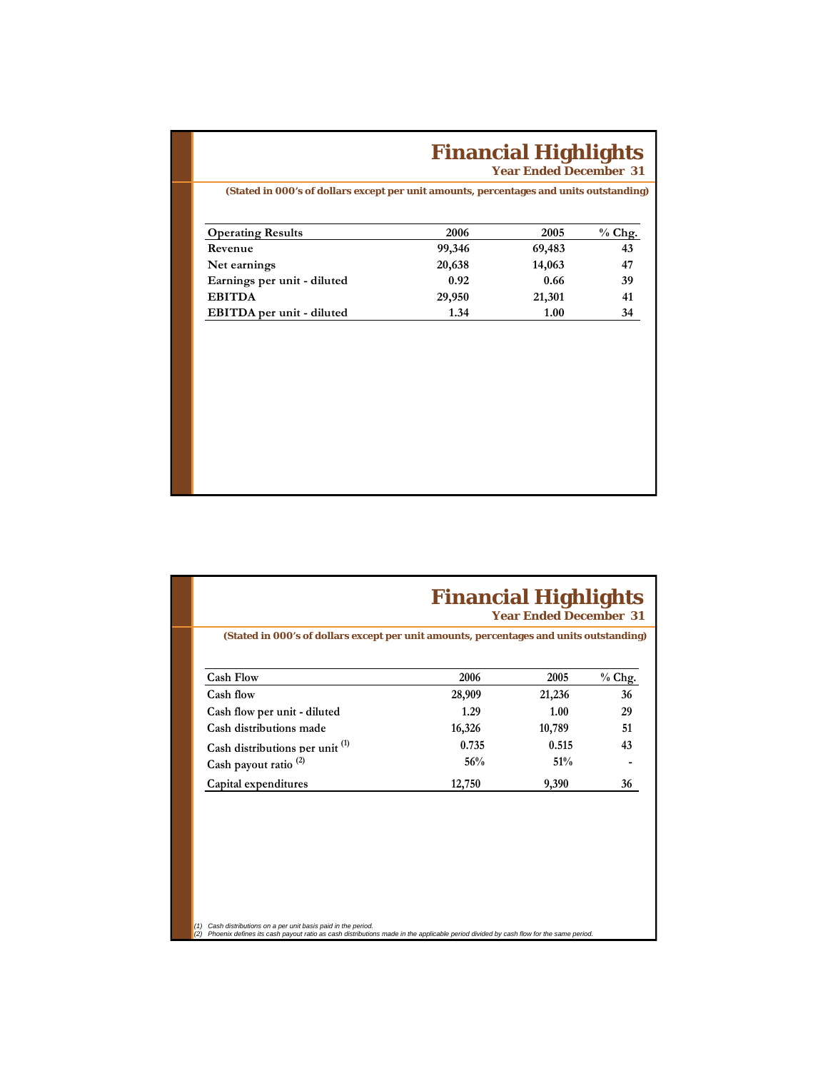# Financial Highlights

**Year Ended December 31**

**(Stated in 000's of dollars except per unit amounts, percentages and units outstanding)**

| Operating Results | 2006 | 2005 | % Chg. |
|---|---|---|---|
| Revenue | 99,346 | 69,483 | 43 |
| Net earnings | 20,638 | 14,063 | 47 |
| Earnings per unit - diluted | 0.92 | 0.66 | 39 |
| EBITDA | 29,950 | 21,301 | 41 |
| EBITDA per unit - diluted | 1.34 | 1.00 | 34 |

# Financial Highlights

**Year Ended December 31**

**(Stated in 000's of dollars except per unit amounts, percentages and units outstanding)**

| Cash Flow | 2006 | 2005 | % Chg. |
|---|---|---|---|
| Cash flow | 28,909 | 21,236 | 36 |
| Cash flow per unit - diluted | 1.29 | 1.00 | 29 |
| Cash distributions made | 16,326 | 10,789 | 51 |
| Cash distributions per unit [1] | 0.735 | 0.515 | 43 |
| Cash payout ratio [2] | 56% | 51% | - |
| Capital expenditures | 12,750 | 9,390 | 36 |

*(1) Cash distributions on a per unit basis paid in the period.*
*(2) Phoenix defines its cash payout ratio as cash distributions made in the applicable period divided by cash flow for the same period.*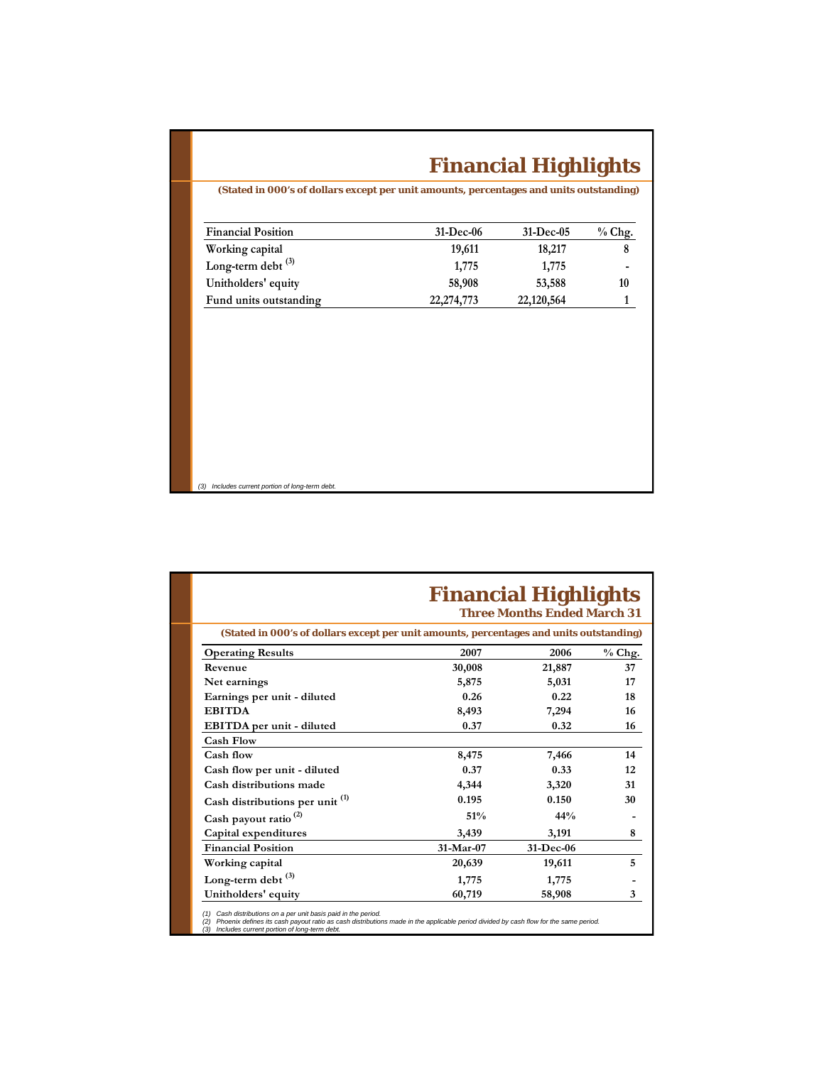# Financial Highlights

**(Stated in 000's of dollars except per unit amounts, percentages and units outstanding)**

| Financial Position | 31-Dec-06 | 31-Dec-05 | % Chg. |
|---|---|---|---|
| Working capital | 19,611 | 18,217 | 8 |
| Long-term debt [(3)] | 1,775 | 1,775 | - |
| Unitholders' equity | 58,908 | 53,588 | 10 |
| Fund units outstanding | 22,274,773 | 22,120,564 | 1 |

*(3) Includes current portion of long-term debt.*

# Financial Highlights

## Three Months Ended March 31

**(Stated in 000's of dollars except per unit amounts, percentages and units outstanding)**

| Operating Results | 2007 | 2006 | % Chg. |
|---|---|---|---|
| Revenue | 30,008 | 21,887 | 37 |
| Net earnings | 5,875 | 5,031 | 17 |
| Earnings per unit - diluted | 0.26 | 0.22 | 18 |
| EBITDA | 8,493 | 7,294 | 16 |
| EBITDA per unit - diluted | 0.37 | 0.32 | 16 |
| **Cash Flow** | | | |
| Cash flow | 8,475 | 7,466 | 14 |
| Cash flow per unit - diluted | 0.37 | 0.33 | 12 |
| Cash distributions made | 4,344 | 3,320 | 31 |
| Cash distributions per unit [(1)] | 0.195 | 0.150 | 30 |
| Cash payout ratio [(2)] | 51% | 44% | - |
| Capital expenditures | 3,439 | 3,191 | 8 |
| **Financial Position** | **31-Mar-07** | **31-Dec-06** | |
| Working capital | 20,639 | 19,611 | 5 |
| Long-term debt [(3)] | 1,775 | 1,775 | - |
| Unitholders' equity | 60,719 | 58,908 | 3 |

*(1) Cash distributions on a per unit basis paid in the period.*
*(2) Phoenix defines its cash payout ratio as cash distributions made in the applicable period divided by cash flow for the same period.*
*(3) Includes current portion of long-term debt.*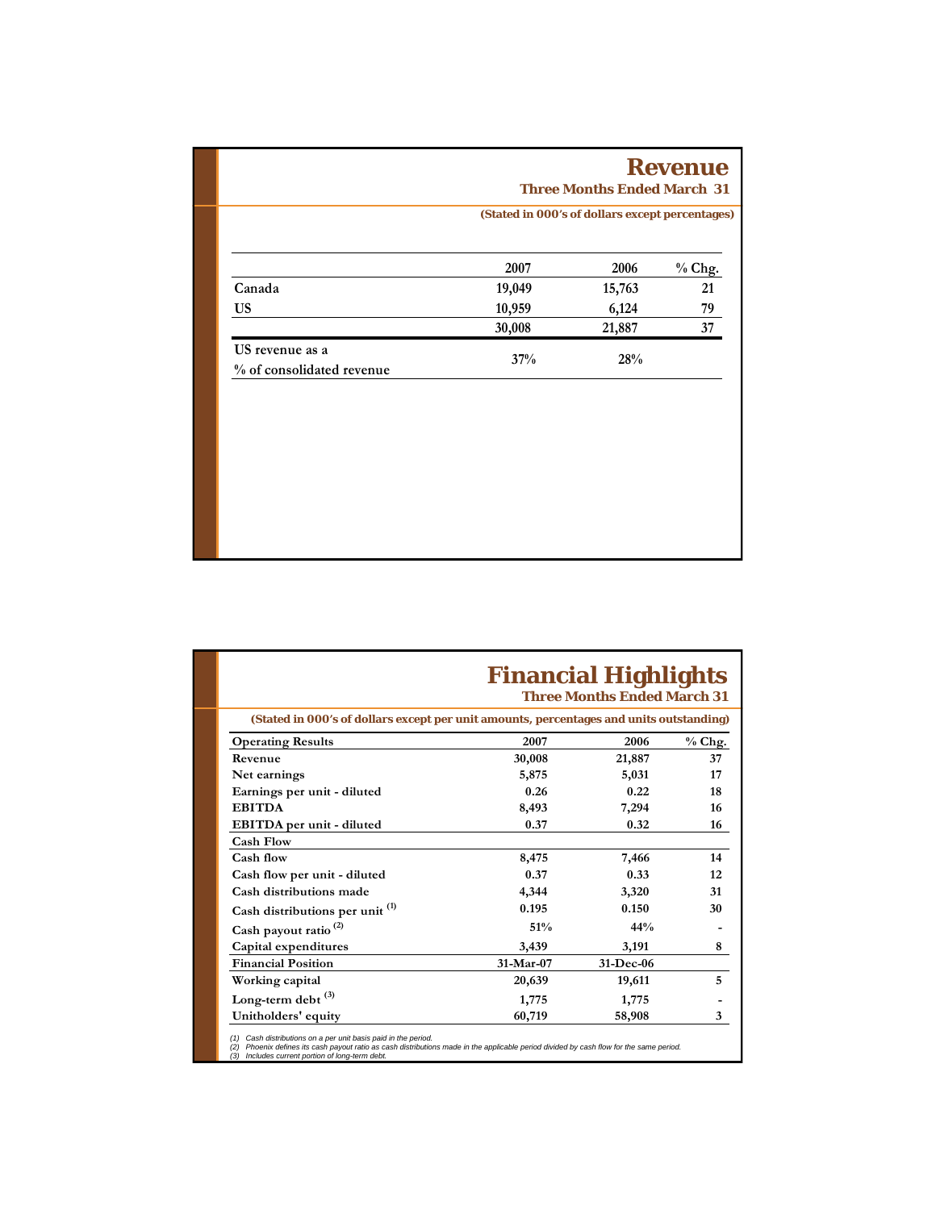## Revenue

### Three Months Ended March 31

**(Stated in 000's of dollars except percentages)**

| | 2007 | 2006 | % Chg. |
|---|---|---|---|
| Canada | 19,049 | 15,763 | 21 |
| US | 10,959 | 6,124 | 79 |
| | 30,008 | 21,887 | 37 |
| US revenue as a % of consolidated revenue | 37% | 28% | |

## Financial Highlights

### Three Months Ended March 31

**(Stated in 000's of dollars except per unit amounts, percentages and units outstanding)**

| Operating Results | 2007 | 2006 | % Chg. |
|---|---|---|---|
| Revenue | 30,008 | 21,887 | 37 |
| Net earnings | 5,875 | 5,031 | 17 |
| Earnings per unit - diluted | 0.26 | 0.22 | 18 |
| EBITDA | 8,493 | 7,294 | 16 |
| EBITDA per unit - diluted | 0.37 | 0.32 | 16 |
| **Cash Flow** | | | |
| Cash flow | 8,475 | 7,466 | 14 |
| Cash flow per unit - diluted | 0.37 | 0.33 | 12 |
| Cash distributions made | 4,344 | 3,320 | 31 |
| Cash distributions per unit [(1)] | 0.195 | 0.150 | 30 |
| Cash payout ratio [(2)] | 51% | 44% | - |
| Capital expenditures | 3,439 | 3,191 | 8 |
| **Financial Position** | 31-Mar-07 | 31-Dec-06 | |
| Working capital | 20,639 | 19,611 | 5 |
| Long-term debt [(3)] | 1,775 | 1,775 | - |
| Unitholders' equity | 60,719 | 58,908 | 3 |

*(1) Cash distributions on a per unit basis paid in the period.*
*(2) Phoenix defines its cash payout ratio as cash distributions made in the applicable period divided by cash flow for the same period.*
*(3) Includes current portion of long-term debt.*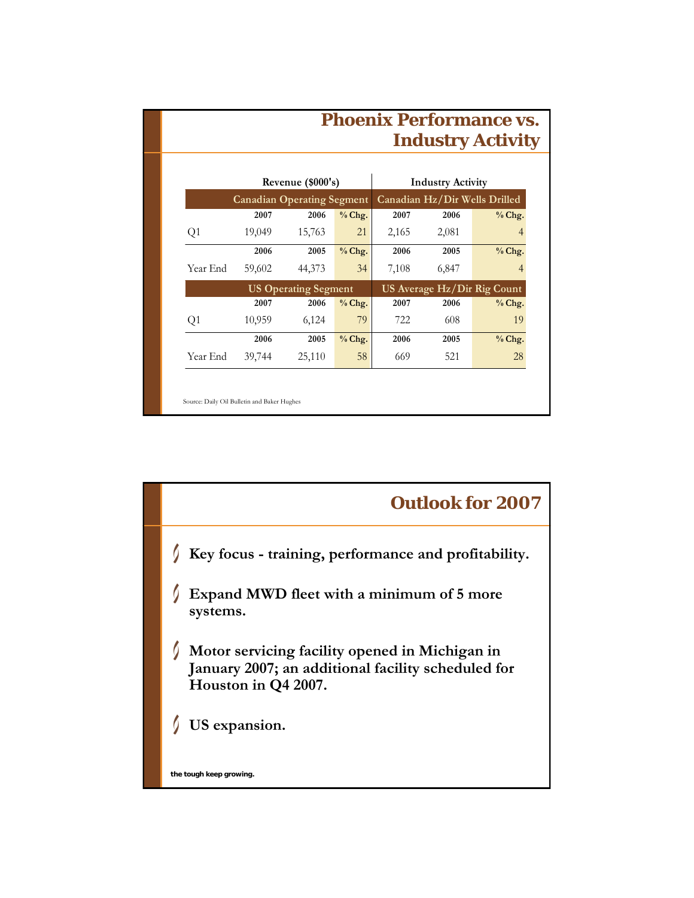## Phoenix Performance vs. Industry Activity

| | Revenue ($000's) | | | Industry Activity | | |
|---|---|---|---|---|---|---|
| | **Canadian Operating Segment** | | | **Canadian Hz/Dir Wells Drilled** | | |
| | **2007** | **2006** | **% Chg.** | **2007** | **2006** | **% Chg.** |
| Q1 | 19,049 | 15,763 | 21 | 2,165 | 2,081 | 4 |
| | **2006** | **2005** | **% Chg.** | **2006** | **2005** | **% Chg.** |
| Year End | 59,602 | 44,373 | 34 | 7,108 | 6,847 | 4 |
| | **US Operating Segment** | | | **US Average Hz/Dir Rig Count** | | |
| | **2007** | **2006** | **% Chg.** | **2007** | **2006** | **% Chg.** |
| Q1 | 10,959 | 6,124 | 79 | 722 | 608 | 19 |
| | **2006** | **2005** | **% Chg.** | **2006** | **2005** | **% Chg.** |
| Year End | 39,744 | 25,110 | 58 | 669 | 521 | 28 |

Source: Daily Oil Bulletin and Baker Hughes

## Outlook for 2007

- **Key focus - training, performance and profitability.**
- **Expand MWD fleet with a minimum of 5 more systems.**
- **Motor servicing facility opened in Michigan in January 2007; an additional facility scheduled for Houston in Q4 2007.**
- **US expansion.**

**the tough keep growing.**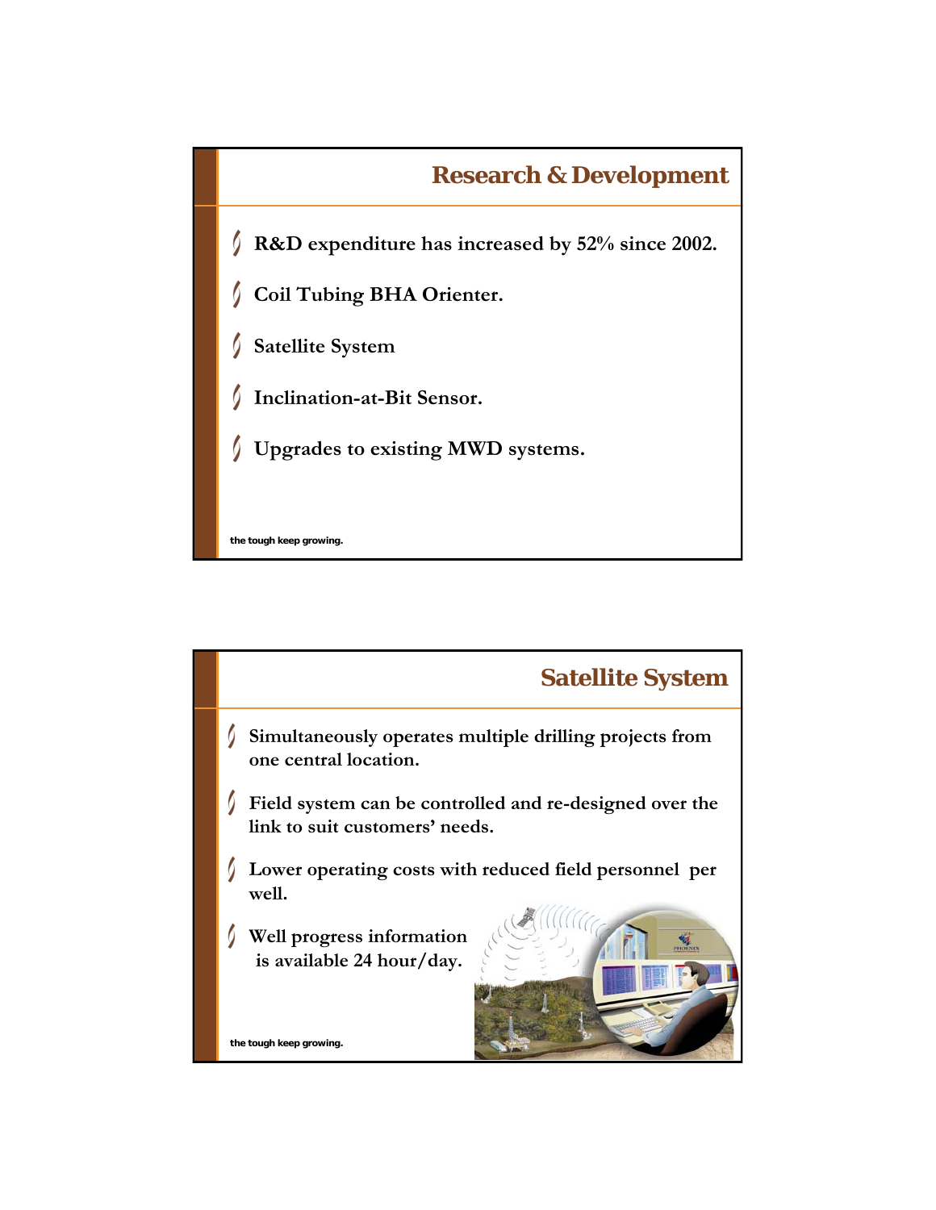## Research & Development

- R&D expenditure has increased by 52% since 2002.
- Coil Tubing BHA Orienter.
- Satellite System
- Inclination-at-Bit Sensor.
- Upgrades to existing MWD systems.

the tough keep growing.

## Satellite System

- Simultaneously operates multiple drilling projects from one central location.
- Field system can be controlled and re-designed over the link to suit customers' needs.
- Lower operating costs with reduced field personnel per well.
- Well progress information is available 24 hour/day.

the tough keep growing.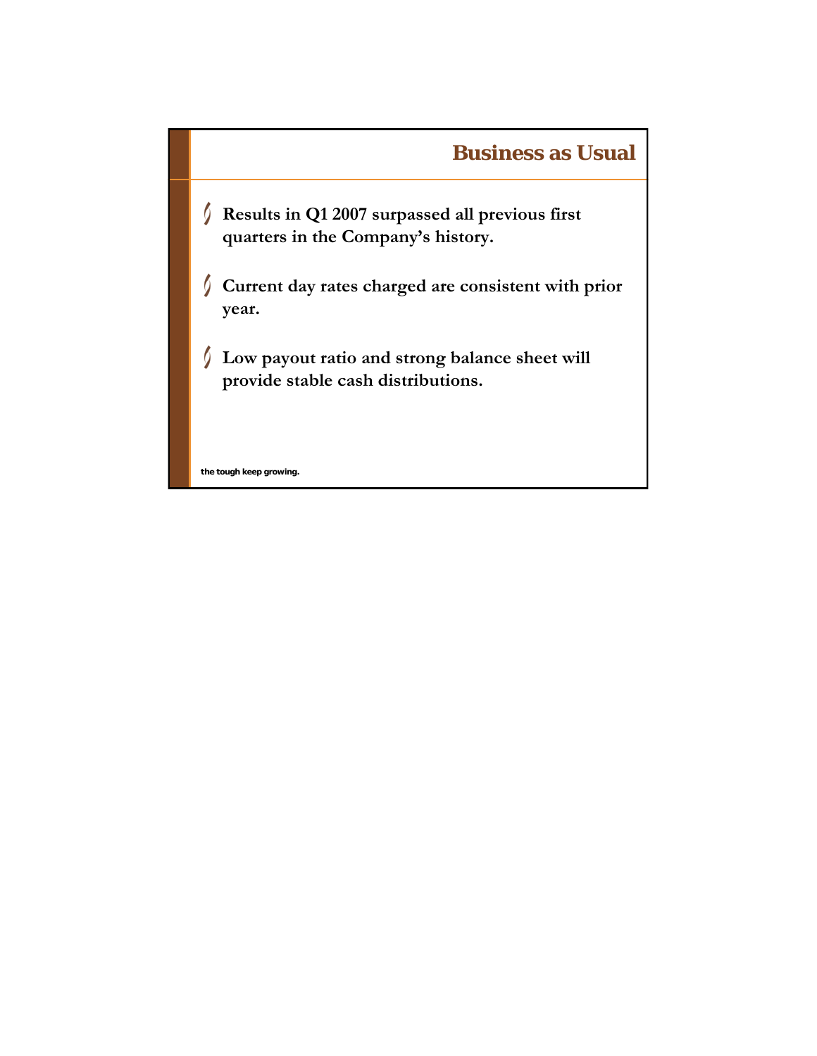## Business as Usual

- **Results in Q1 2007 surpassed all previous first quarters in the Company's history.**
- **Current day rates charged are consistent with prior year.**
- **Low payout ratio and strong balance sheet will provide stable cash distributions.**

**the tough keep growing.**